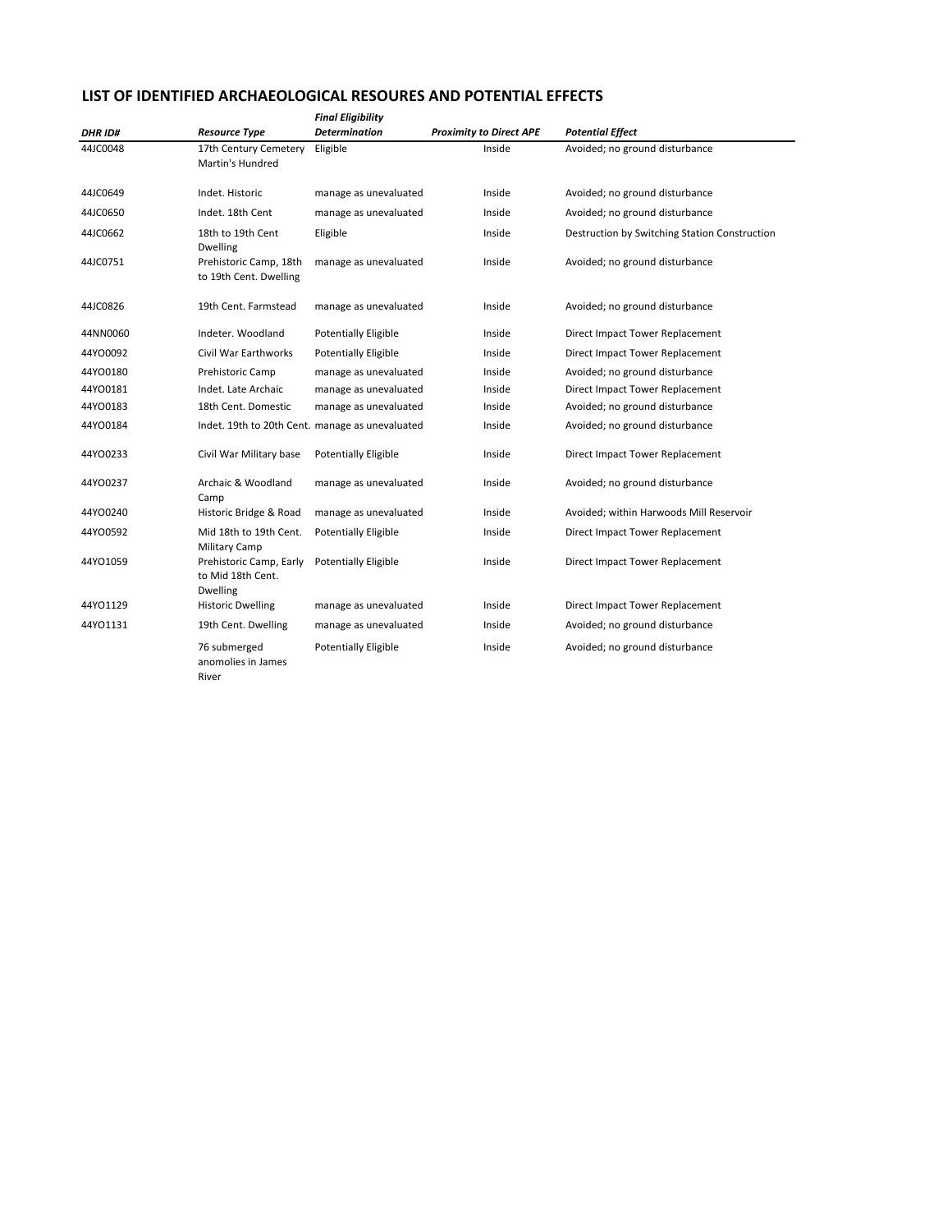## LIST OF IDENTIFIED ARCHAEOLOGICAL RESOURES AND POTENTIAL EFFECTS

| *DHR ID#* | *Resource Type* | *Final Eligibility Determination* | *Proximity to Direct APE* | *Potential Effect* |
|---|---|---|---|---|
| 44JC0048 | 17th Century Cemetery Martin's Hundred | Eligible | Inside | Avoided; no ground disturbance |
| 44JC0649 | Indet. Historic | manage as unevaluated | Inside | Avoided; no ground disturbance |
| 44JC0650 | Indet. 18th Cent | manage as unevaluated | Inside | Avoided; no ground disturbance |
| 44JC0662 | 18th to 19th Cent Dwelling | Eligible | Inside | Destruction by Switching Station Construction |
| 44JC0751 | Prehistoric Camp, 18th to 19th Cent. Dwelling | manage as unevaluated | Inside | Avoided; no ground disturbance |
| 44JC0826 | 19th Cent. Farmstead | manage as unevaluated | Inside | Avoided; no ground disturbance |
| 44NN0060 | Indeter. Woodland | Potentially Eligible | Inside | Direct Impact Tower Replacement |
| 44YO0092 | Civil War Earthworks | Potentially Eligible | Inside | Direct Impact Tower Replacement |
| 44YO0180 | Prehistoric Camp | manage as unevaluated | Inside | Avoided; no ground disturbance |
| 44YO0181 | Indet. Late Archaic | manage as unevaluated | Inside | Direct Impact Tower Replacement |
| 44YO0183 | 18th Cent. Domestic | manage as unevaluated | Inside | Avoided; no ground disturbance |
| 44YO0184 | Indet. 19th to 20th Cent. | manage as unevaluated | Inside | Avoided; no ground disturbance |
| 44YO0233 | Civil War Military base | Potentially Eligible | Inside | Direct Impact Tower Replacement |
| 44YO0237 | Archaic & Woodland Camp | manage as unevaluated | Inside | Avoided; no ground disturbance |
| 44YO0240 | Historic Bridge & Road | manage as unevaluated | Inside | Avoided; within Harwoods Mill Reservoir |
| 44YO0592 | Mid 18th to 19th Cent. Military Camp | Potentially Eligible | Inside | Direct Impact Tower Replacement |
| 44YO1059 | Prehistoric Camp, Early to Mid 18th Cent. Dwelling | Potentially Eligible | Inside | Direct Impact Tower Replacement |
| 44YO1129 | Historic Dwelling | manage as unevaluated | Inside | Direct Impact Tower Replacement |
| 44YO1131 | 19th Cent. Dwelling | manage as unevaluated | Inside | Avoided; no ground disturbance |
| | 76 submerged anomolies in James River | Potentially Eligible | Inside | Avoided; no ground disturbance |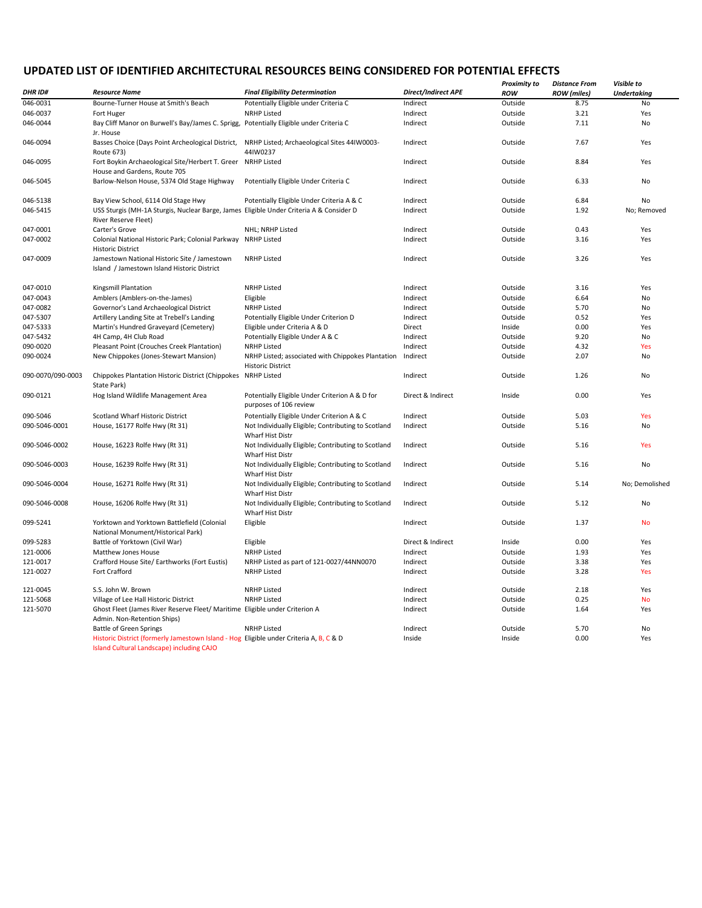## UPDATED LIST OF IDENTIFIED ARCHITECTURAL RESOURCES BEING CONSIDERED FOR POTENTIAL EFFECTS

| *DHR ID#* | *Resource Name* | *Final Eligibility Determination* | *Direct/Indirect APE* | *Proximity to ROW* | *Distance From ROW (miles)* | *Visible to Undertaking* |
|---|---|---|---|---|---|---|
| 046-0031 | Bourne-Turner House at Smith's Beach | Potentially Eligible under Criteria C | Indirect | Outside | 8.75 | No |
| 046-0037 | Fort Huger | NRHP Listed | Indirect | Outside | 3.21 | Yes |
| 046-0044 | Bay Cliff Manor on Burwell's Bay/James C. Sprigg, Jr. House | Potentially Eligible under Criteria C | Indirect | Outside | 7.11 | No |
| 046-0094 | Basses Choice (Days Point Archeological District, Route 673) | NRHP Listed; Archaeological Sites 44IW0003-44IW0237 | Indirect | Outside | 7.67 | Yes |
| 046-0095 | Fort Boykin Archaeological Site/Herbert T. Greer House and Gardens, Route 705 | NRHP Listed | Indirect | Outside | 8.84 | Yes |
| 046-5045 | Barlow-Nelson House, 5374 Old Stage Highway | Potentially Eligible Under Criteria C | Indirect | Outside | 6.33 | No |
| 046-5138 | Bay View School, 6114 Old Stage Hwy | Potentially Eligible Under Criteria A & C | Indirect | Outside | 6.84 | No |
| 046-5415 | USS Sturgis (MH-1A Sturgis, Nuclear Barge, James River Reserve Fleet) | Eligible Under Criteria A & Consider D | Indirect | Outside | 1.92 | No; Removed |
| 047-0001 | Carter's Grove | NHL; NRHP Listed | Indirect | Outside | 0.43 | Yes |
| 047-0002 | Colonial National Historic Park; Colonial Parkway Historic District | NRHP Listed | Indirect | Outside | 3.16 | Yes |
| 047-0009 | Jamestown National Historic Site / Jamestown Island / Jamestown Island Historic District | NRHP Listed | Indirect | Outside | 3.26 | Yes |
| 047-0010 | Kingsmill Plantation | NRHP Listed | Indirect | Outside | 3.16 | Yes |
| 047-0043 | Amblers (Amblers-on-the-James) | Eligible | Indirect | Outside | 6.64 | No |
| 047-0082 | Governor's Land Archaeological District | NRHP Listed | Indirect | Outside | 5.70 | No |
| 047-5307 | Artillery Landing Site at Trebell's Landing | Potentially Eligible Under Criterion D | Indirect | Outside | 0.52 | Yes |
| 047-5333 | Martin's Hundred Graveyard (Cemetery) | Eligible under Criteria A & D | Direct | Inside | 0.00 | Yes |
| 047-5432 | 4H Camp, 4H Club Road | Potentially Eligible Under A & C | Indirect | Outside | 9.20 | No |
| 090-0020 | Pleasant Point (Crouches Creek Plantation) | NRHP Listed | Indirect | Outside | 4.32 | Yes |
| 090-0024 | New Chippokes (Jones-Stewart Mansion) | NRHP Listed; associated with Chippokes Plantation Historic District | Indirect | Outside | 2.07 | No |
| 090-0070/090-0003 | Chippokes Plantation Historic District (Chippokes State Park) | NRHP Listed | Indirect | Outside | 1.26 | No |
| 090-0121 | Hog Island Wildlife Management Area | Potentially Eligible Under Criterion A & D for purposes of 106 review | Direct & Indirect | Inside | 0.00 | Yes |
| 090-5046 | Scotland Wharf Historic District | Potentially Eligible Under Criterion A & C | Indirect | Outside | 5.03 | Yes |
| 090-5046-0001 | House, 16177 Rolfe Hwy (Rt 31) | Not Individually Eligible; Contributing to Scotland Wharf Hist Distr | Indirect | Outside | 5.16 | No |
| 090-5046-0002 | House, 16223 Rolfe Hwy (Rt 31) | Not Individually Eligible; Contributing to Scotland Wharf Hist Distr | Indirect | Outside | 5.16 | Yes |
| 090-5046-0003 | House, 16239 Rolfe Hwy (Rt 31) | Not Individually Eligible; Contributing to Scotland Wharf Hist Distr | Indirect | Outside | 5.16 | No |
| 090-5046-0004 | House, 16271 Rolfe Hwy (Rt 31) | Not Individually Eligible; Contributing to Scotland Wharf Hist Distr | Indirect | Outside | 5.14 | No; Demolished |
| 090-5046-0008 | House, 16206 Rolfe Hwy (Rt 31) | Not Individually Eligible; Contributing to Scotland Wharf Hist Distr | Indirect | Outside | 5.12 | No |
| 099-5241 | Yorktown and Yorktown Battlefield (Colonial National Monument/Historical Park) | Eligible | Indirect | Outside | 1.37 | No |
| 099-5283 | Battle of Yorktown (Civil War) | Eligible | Direct & Indirect | Inside | 0.00 | Yes |
| 121-0006 | Matthew Jones House | NRHP Listed | Indirect | Outside | 1.93 | Yes |
| 121-0017 | Crafford House Site/ Earthworks (Fort Eustis) | NRHP Listed as part of 121-0027/44NN0070 | Indirect | Outside | 3.38 | Yes |
| 121-0027 | Fort Crafford | NRHP Listed | Indirect | Outside | 3.28 | Yes |
| 121-0045 | S.S. John W. Brown | NRHP Listed | Indirect | Outside | 2.18 | Yes |
| 121-5068 | Village of Lee Hall Historic District | NRHP Listed | Indirect | Outside | 0.25 | No |
| 121-5070 | Ghost Fleet (James River Reserve Fleet/ Maritime Admin. Non-Retention Ships) | Eligible under Criterion A | Indirect | Outside | 1.64 | Yes |
| | Battle of Green Springs | NRHP Listed | Indirect | Outside | 5.70 | No |
| | Historic District (formerly Jamestown Island - Hog Island Cultural Landscape) including CAJO | Eligible under Criteria A, B, C & D | Inside | Inside | 0.00 | Yes |